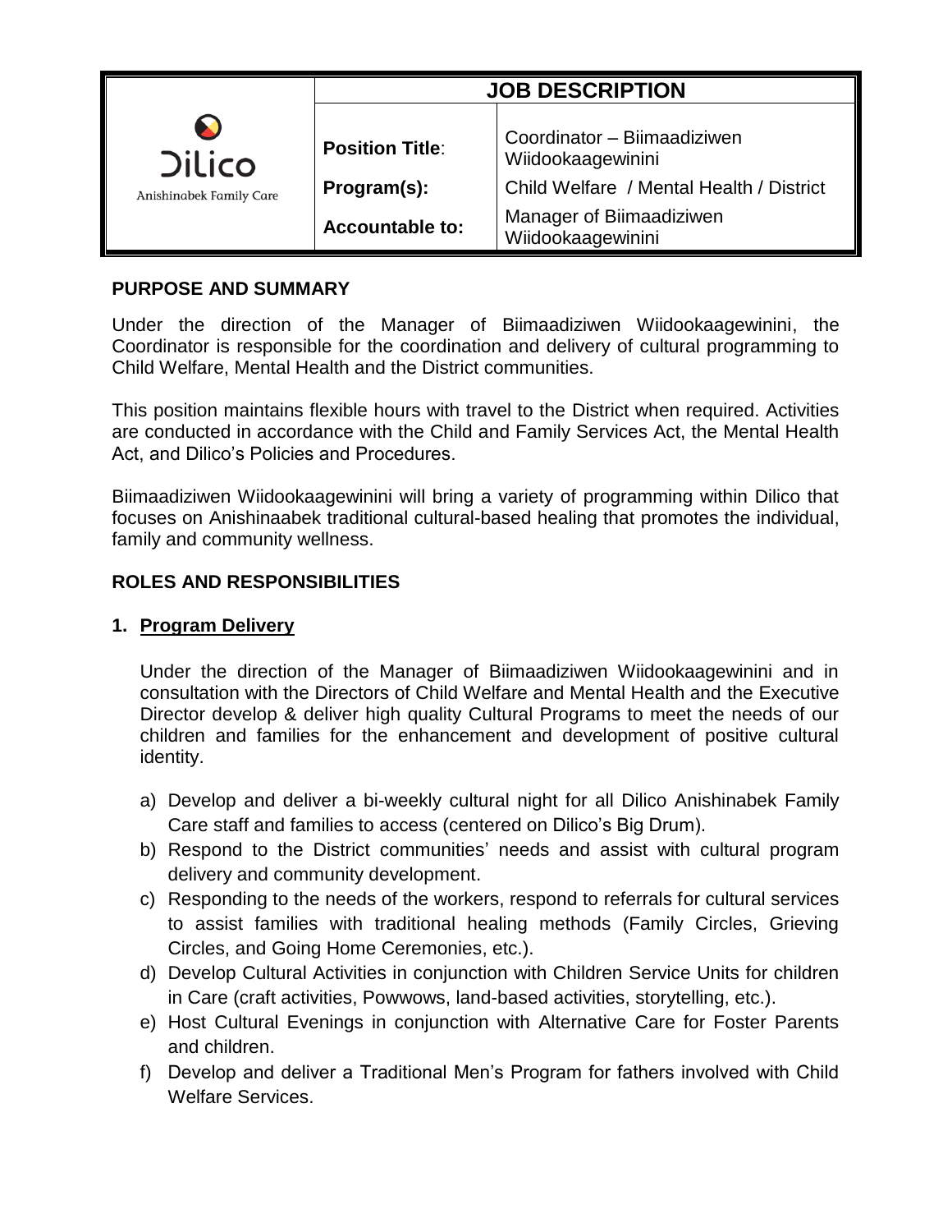| Dilico Anishinabek Family Care | JOB DESCRIPTION | |
|---|---|---|
| | **Position Title**: | Coordinator – Biimaadiziwen Wiidookaagewinini |
| | **Program(s):** | Child Welfare / Mental Health / District |
| | **Accountable to:** | Manager of Biimaadiziwen Wiidookaagewinini |

## PURPOSE AND SUMMARY

Under the direction of the Manager of Biimaadiziwen Wiidookaagewinini, the Coordinator is responsible for the coordination and delivery of cultural programming to Child Welfare, Mental Health and the District communities.

This position maintains flexible hours with travel to the District when required. Activities are conducted in accordance with the Child and Family Services Act, the Mental Health Act, and Dilico's Policies and Procedures.

Biimaadiziwen Wiidookaagewinini will bring a variety of programming within Dilico that focuses on Anishinaabek traditional cultural-based healing that promotes the individual, family and community wellness.

## ROLES AND RESPONSIBILITIES

### 1. Program Delivery

Under the direction of the Manager of Biimaadiziwen Wiidookaagewinini and in consultation with the Directors of Child Welfare and Mental Health and the Executive Director develop & deliver high quality Cultural Programs to meet the needs of our children and families for the enhancement and development of positive cultural identity.

a) Develop and deliver a bi-weekly cultural night for all Dilico Anishinabek Family Care staff and families to access (centered on Dilico's Big Drum).
b) Respond to the District communities' needs and assist with cultural program delivery and community development.
c) Responding to the needs of the workers, respond to referrals for cultural services to assist families with traditional healing methods (Family Circles, Grieving Circles, and Going Home Ceremonies, etc.).
d) Develop Cultural Activities in conjunction with Children Service Units for children in Care (craft activities, Powwows, land-based activities, storytelling, etc.).
e) Host Cultural Evenings in conjunction with Alternative Care for Foster Parents and children.
f) Develop and deliver a Traditional Men's Program for fathers involved with Child Welfare Services.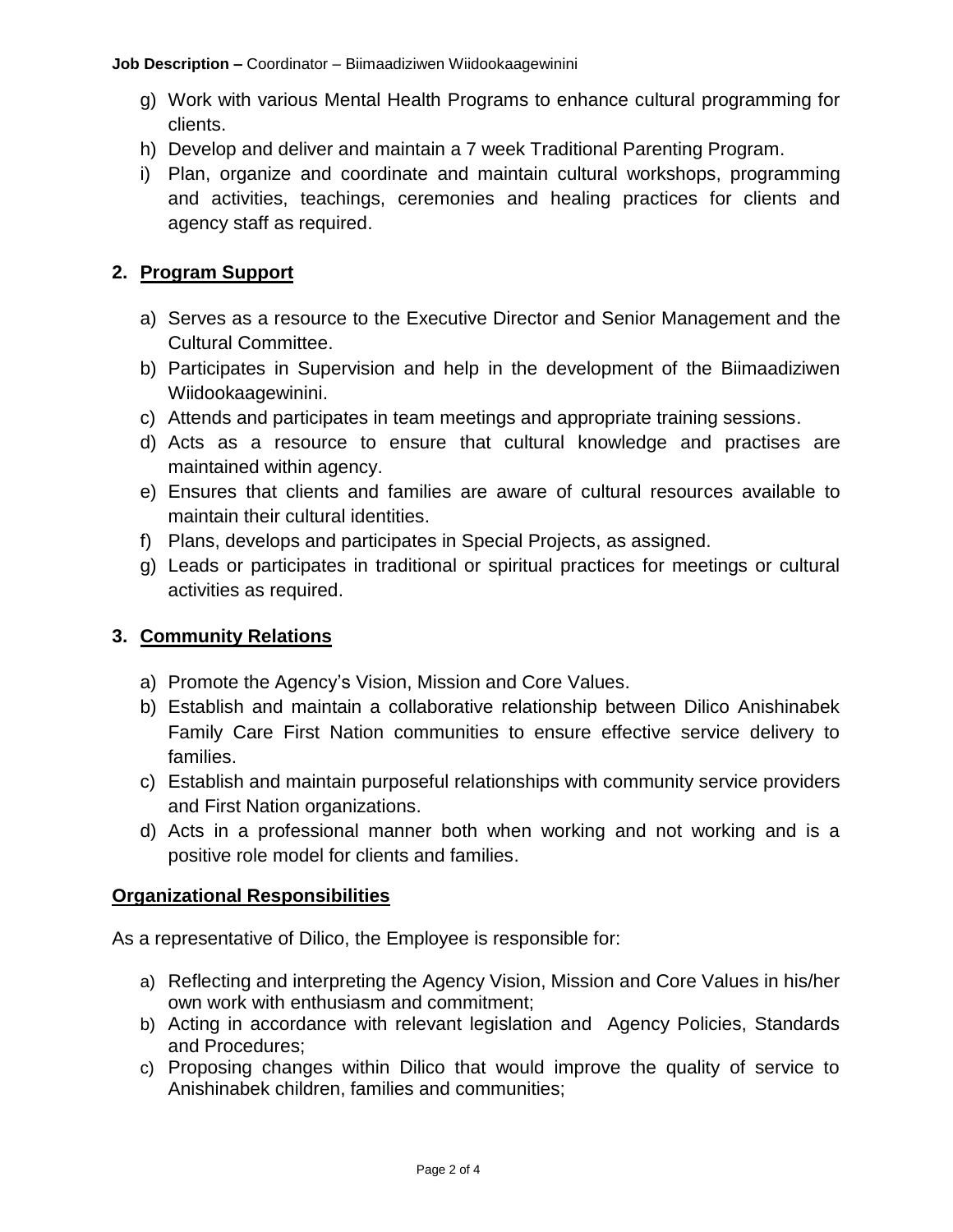g) Work with various Mental Health Programs to enhance cultural programming for clients.
h) Develop and deliver and maintain a 7 week Traditional Parenting Program.
i) Plan, organize and coordinate and maintain cultural workshops, programming and activities, teachings, ceremonies and healing practices for clients and agency staff as required.

## 2. Program Support

a) Serves as a resource to the Executive Director and Senior Management and the Cultural Committee.
b) Participates in Supervision and help in the development of the Biimaadiziwen Wiidookaagewinini.
c) Attends and participates in team meetings and appropriate training sessions.
d) Acts as a resource to ensure that cultural knowledge and practises are maintained within agency.
e) Ensures that clients and families are aware of cultural resources available to maintain their cultural identities.
f) Plans, develops and participates in Special Projects, as assigned.
g) Leads or participates in traditional or spiritual practices for meetings or cultural activities as required.

## 3. Community Relations

a) Promote the Agency's Vision, Mission and Core Values.
b) Establish and maintain a collaborative relationship between Dilico Anishinabek Family Care First Nation communities to ensure effective service delivery to families.
c) Establish and maintain purposeful relationships with community service providers and First Nation organizations.
d) Acts in a professional manner both when working and not working and is a positive role model for clients and families.

## Organizational Responsibilities

As a representative of Dilico, the Employee is responsible for:

a) Reflecting and interpreting the Agency Vision, Mission and Core Values in his/her own work with enthusiasm and commitment;
b) Acting in accordance with relevant legislation and Agency Policies, Standards and Procedures;
c) Proposing changes within Dilico that would improve the quality of service to Anishinabek children, families and communities;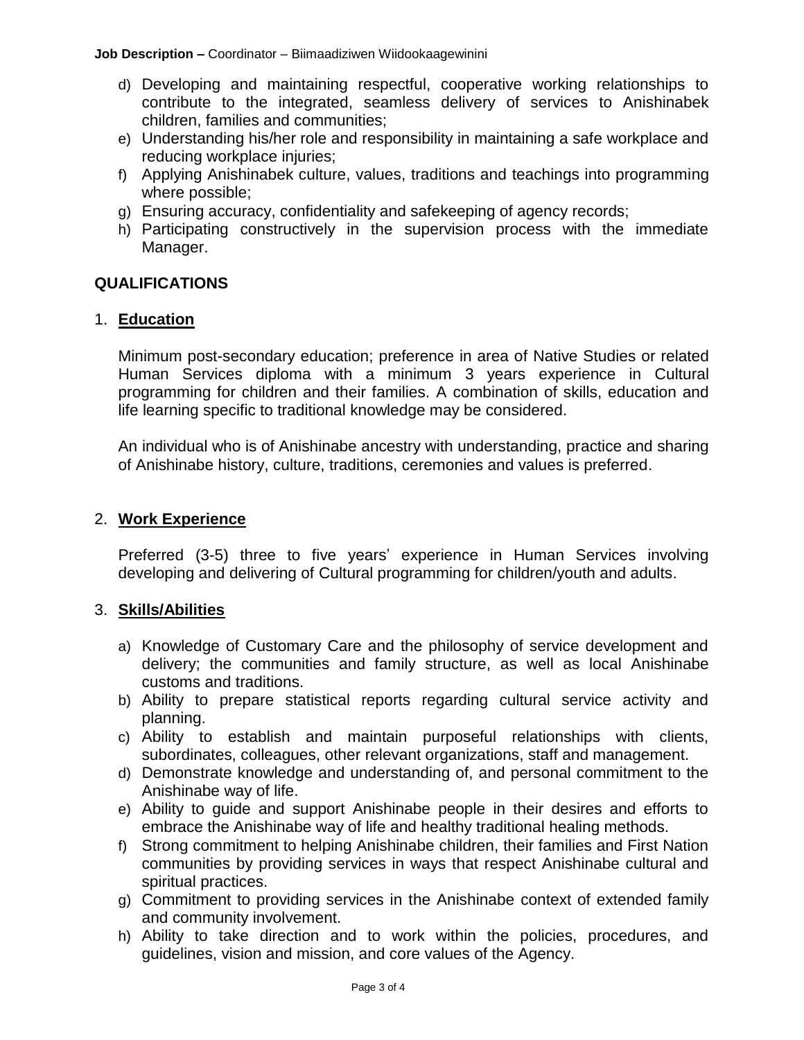d) Developing and maintaining respectful, cooperative working relationships to contribute to the integrated, seamless delivery of services to Anishinabek children, families and communities;
e) Understanding his/her role and responsibility in maintaining a safe workplace and reducing workplace injuries;
f) Applying Anishinabek culture, values, traditions and teachings into programming where possible;
g) Ensuring accuracy, confidentiality and safekeeping of agency records;
h) Participating constructively in the supervision process with the immediate Manager.

## QUALIFICATIONS

### 1. Education

Minimum post-secondary education; preference in area of Native Studies or related Human Services diploma with a minimum 3 years experience in Cultural programming for children and their families. A combination of skills, education and life learning specific to traditional knowledge may be considered.

An individual who is of Anishinabe ancestry with understanding, practice and sharing of Anishinabe history, culture, traditions, ceremonies and values is preferred.

### 2. Work Experience

Preferred (3-5) three to five years' experience in Human Services involving developing and delivering of Cultural programming for children/youth and adults.

### 3. Skills/Abilities

a) Knowledge of Customary Care and the philosophy of service development and delivery; the communities and family structure, as well as local Anishinabe customs and traditions.
b) Ability to prepare statistical reports regarding cultural service activity and planning.
c) Ability to establish and maintain purposeful relationships with clients, subordinates, colleagues, other relevant organizations, staff and management.
d) Demonstrate knowledge and understanding of, and personal commitment to the Anishinabe way of life.
e) Ability to guide and support Anishinabe people in their desires and efforts to embrace the Anishinabe way of life and healthy traditional healing methods.
f) Strong commitment to helping Anishinabe children, their families and First Nation communities by providing services in ways that respect Anishinabe cultural and spiritual practices.
g) Commitment to providing services in the Anishinabe context of extended family and community involvement.
h) Ability to take direction and to work within the policies, procedures, and guidelines, vision and mission, and core values of the Agency.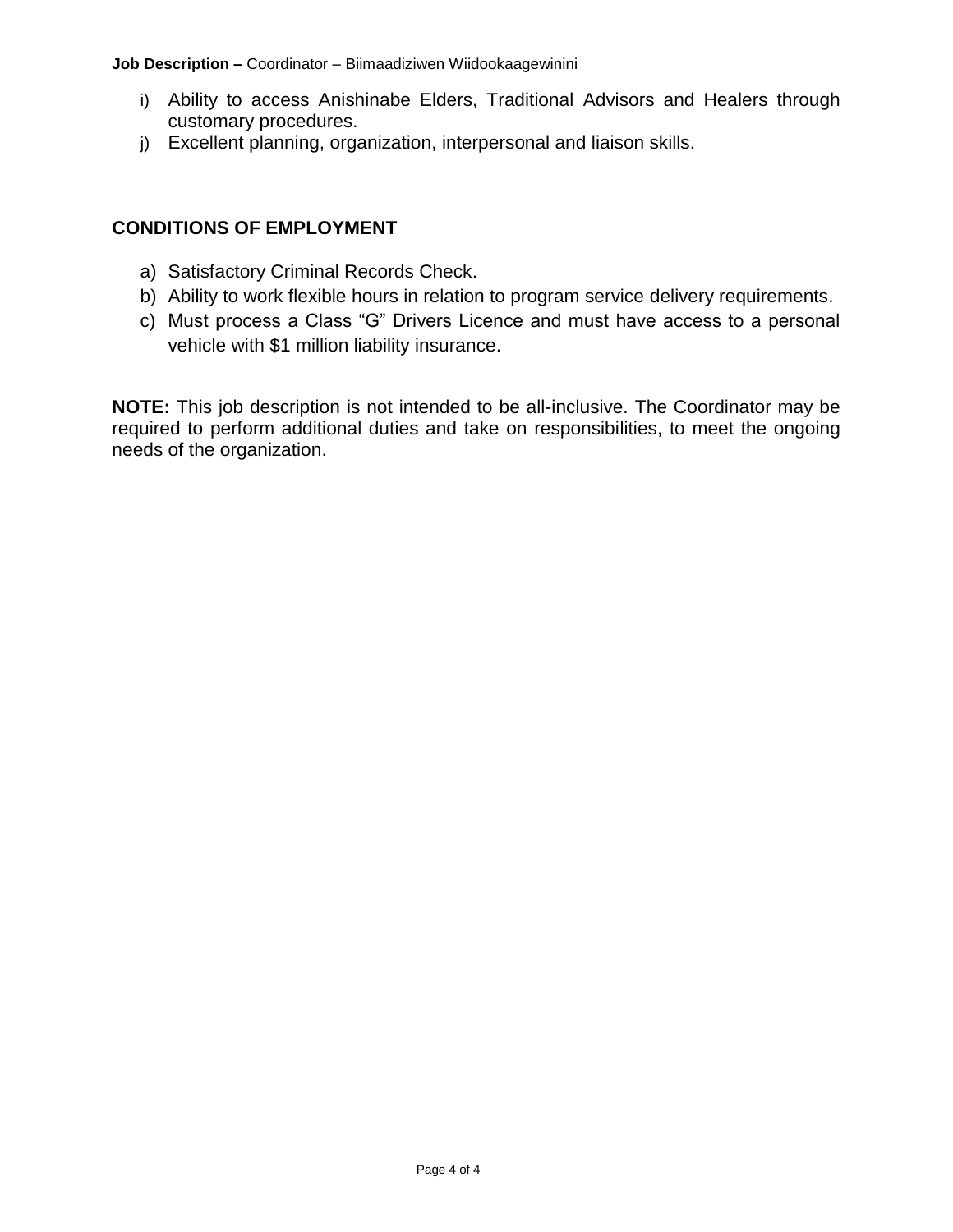i) Ability to access Anishinabe Elders, Traditional Advisors and Healers through customary procedures.
j) Excellent planning, organization, interpersonal and liaison skills.

## CONDITIONS OF EMPLOYMENT

a) Satisfactory Criminal Records Check.
b) Ability to work flexible hours in relation to program service delivery requirements.
c) Must process a Class "G" Drivers Licence and must have access to a personal vehicle with $1 million liability insurance.

**NOTE:** This job description is not intended to be all-inclusive. The Coordinator may be required to perform additional duties and take on responsibilities, to meet the ongoing needs of the organization.